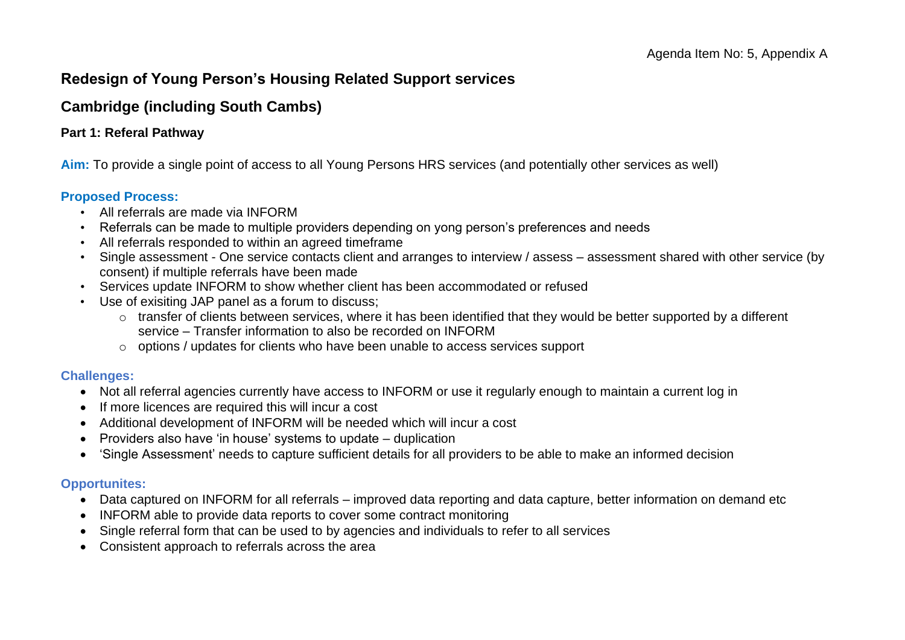Agenda Item No: 5, Appendix A

## Redesign of Young Person's Housing Related Support services

## Cambridge (including South Cambs)

### Part 1: Referal Pathway

**Aim:** To provide a single point of access to all Young Persons HRS services (and potentially other services as well)

**Proposed Process:**

- All referrals are made via INFORM
- Referrals can be made to multiple providers depending on yong person's preferences and needs
- All referrals responded to within an agreed timeframe
- Single assessment - One service contacts client and arranges to interview / assess – assessment shared with other service (by consent) if multiple referrals have been made
- Services update INFORM to show whether client has been accommodated or refused
- Use of exisiting JAP panel as a forum to discuss;
  - transfer of clients between services, where it has been identified that they would be better supported by a different service – Transfer information to also be recorded on INFORM
  - options / updates for clients who have been unable to access services support

**Challenges:**

- Not all referral agencies currently have access to INFORM or use it regularly enough to maintain a current log in
- If more licences are required this will incur a cost
- Additional development of INFORM will be needed which will incur a cost
- Providers also have 'in house' systems to update – duplication
- 'Single Assessment' needs to capture sufficient details for all providers to be able to make an informed decision

**Opportunites:**

- Data captured on INFORM for all referrals – improved data reporting and data capture, better information on demand etc
- INFORM able to provide data reports to cover some contract monitoring
- Single referral form that can be used to by agencies and individuals to refer to all services
- Consistent approach to referrals across the area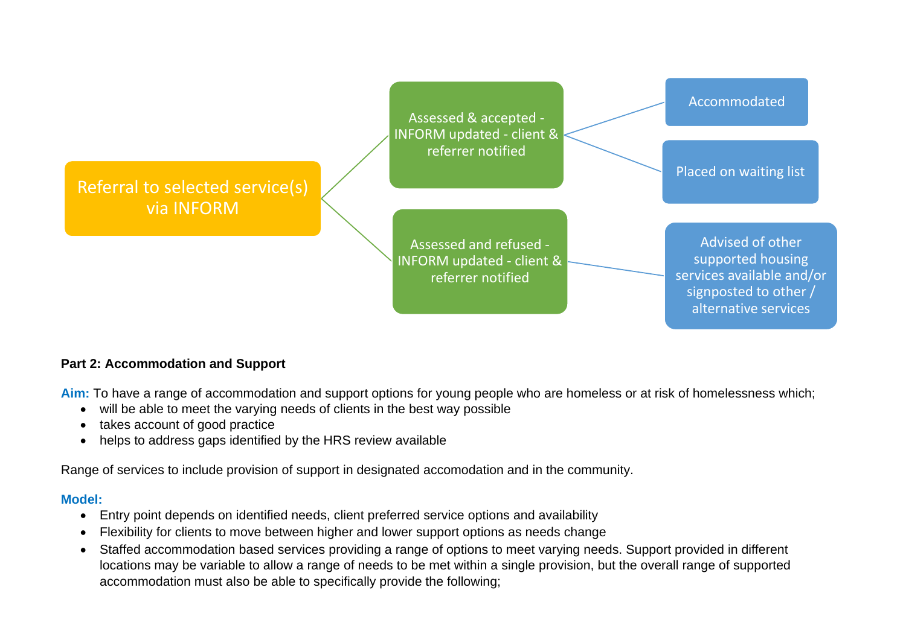Referral to selected service(s) via INFORM

- Assessed & accepted - INFORM updated - client & referrer notified
  - Accommodated
  - Placed on waiting list
- Assessed and refused - INFORM updated - client & referrer notified
  - Advised of other supported housing services available and/or signposted to other / alternative services

**Part 2: Accommodation and Support**

**Aim:** To have a range of accommodation and support options for young people who are homeless or at risk of homelessness which;

- will be able to meet the varying needs of clients in the best way possible
- takes account of good practice
- helps to address gaps identified by the HRS review available

Range of services to include provision of support in designated accomodation and in the community.

**Model:**

- Entry point depends on identified needs, client preferred service options and availability
- Flexibility for clients to move between higher and lower support options as needs change
- Staffed accommodation based services providing a range of options to meet varying needs. Support provided in different locations may be variable to allow a range of needs to be met within a single provision, but the overall range of supported accommodation must also be able to specifically provide the following;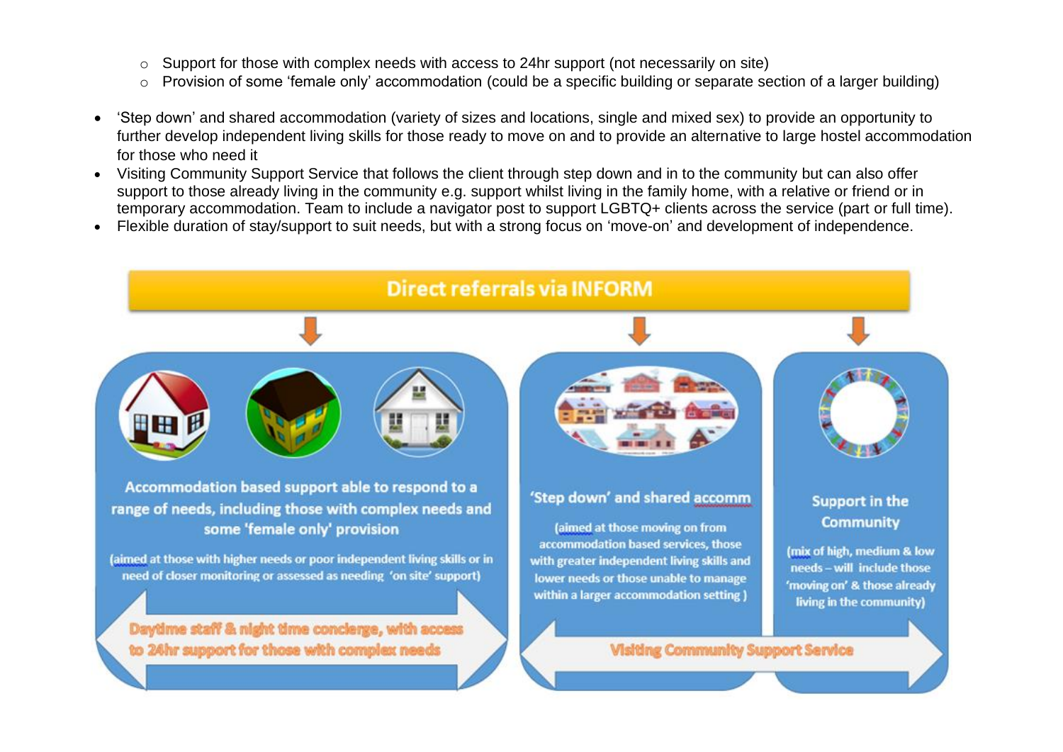- Support for those with complex needs with access to 24hr support (not necessarily on site)
  - Provision of some 'female only' accommodation (could be a specific building or separate section of a larger building)

- 'Step down' and shared accommodation (variety of sizes and locations, single and mixed sex) to provide an opportunity to further develop independent living skills for those ready to move on and to provide an alternative to large hostel accommodation for those who need it
- Visiting Community Support Service that follows the client through step down and in to the community but can also offer support to those already living in the community e.g. support whilst living in the family home, with a relative or friend or in temporary accommodation. Team to include a navigator post to support LGBTQ+ clients across the service (part or full time).
- Flexible duration of stay/support to suit needs, but with a strong focus on 'move-on' and development of independence.

**Direct referrals via INFORM**

**Accommodation based support able to respond to a range of needs, including those with complex needs and some 'female only' provision**

(aimed at those with higher needs or poor independent living skills or in need of closer monitoring or assessed as needing 'on site' support)

Daytime staff & night time concierge, with access to 24hr support for those with complex needs

**'Step down' and shared accomm**

(aimed at those moving on from accommodation based services, those with greater independent living skills and lower needs or those unable to manage within a larger accommodation setting )

**Support in the Community**

(mix of high, medium & low needs – will include those 'moving on' & those already living in the community)

Visiting Community Support Service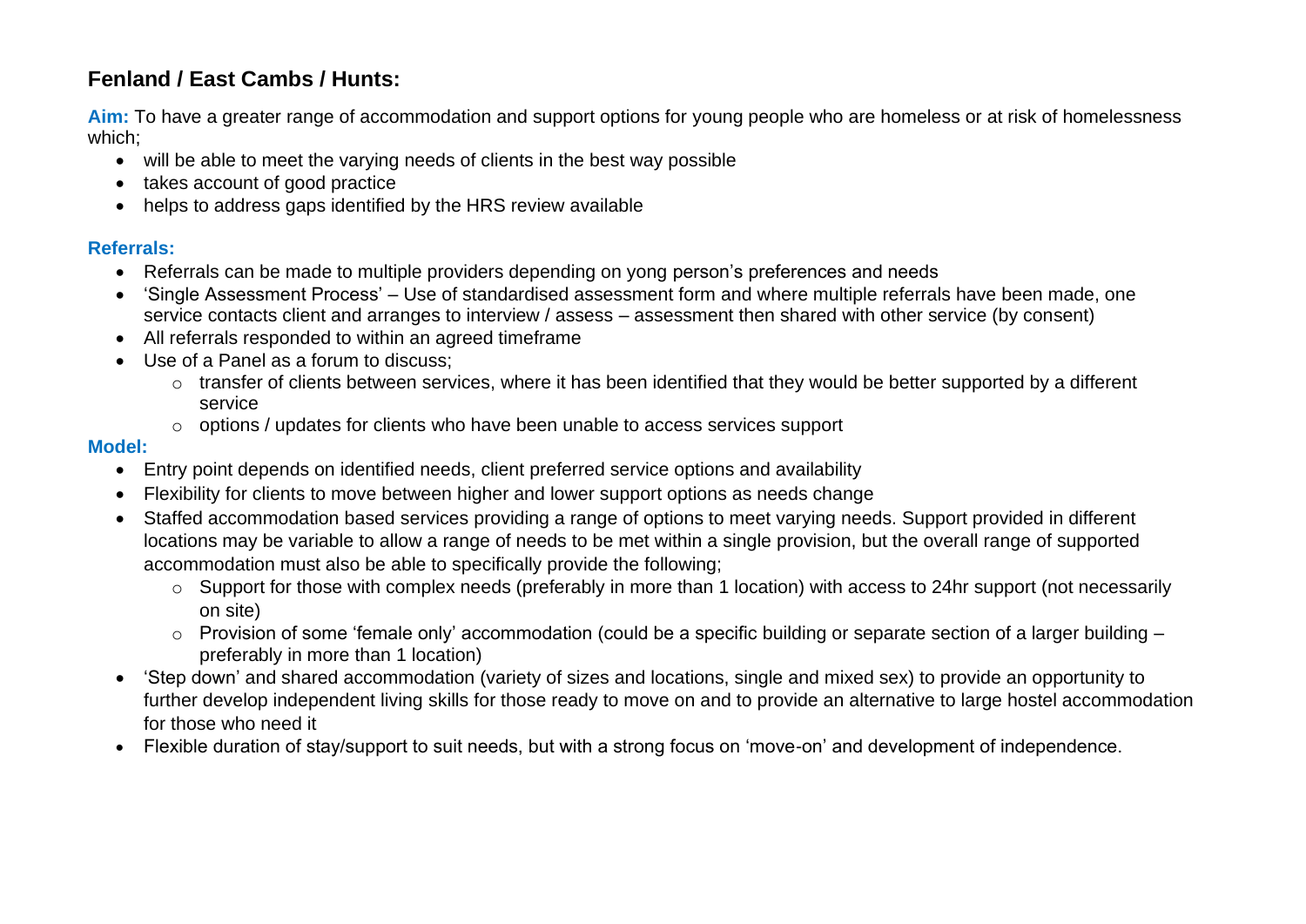## Fenland / East Cambs / Hunts:

**Aim:** To have a greater range of accommodation and support options for young people who are homeless or at risk of homelessness which;

- will be able to meet the varying needs of clients in the best way possible
- takes account of good practice
- helps to address gaps identified by the HRS review available

**Referrals:**

- Referrals can be made to multiple providers depending on yong person's preferences and needs
- 'Single Assessment Process' – Use of standardised assessment form and where multiple referrals have been made, one service contacts client and arranges to interview / assess – assessment then shared with other service (by consent)
- All referrals responded to within an agreed timeframe
- Use of a Panel as a forum to discuss;
  - transfer of clients between services, where it has been identified that they would be better supported by a different service
  - options / updates for clients who have been unable to access services support

**Model:**

- Entry point depends on identified needs, client preferred service options and availability
- Flexibility for clients to move between higher and lower support options as needs change
- Staffed accommodation based services providing a range of options to meet varying needs. Support provided in different locations may be variable to allow a range of needs to be met within a single provision, but the overall range of supported accommodation must also be able to specifically provide the following;
  - Support for those with complex needs (preferably in more than 1 location) with access to 24hr support (not necessarily on site)
  - Provision of some 'female only' accommodation (could be a specific building or separate section of a larger building – preferably in more than 1 location)
- 'Step down' and shared accommodation (variety of sizes and locations, single and mixed sex) to provide an opportunity to further develop independent living skills for those ready to move on and to provide an alternative to large hostel accommodation for those who need it
- Flexible duration of stay/support to suit needs, but with a strong focus on 'move-on' and development of independence.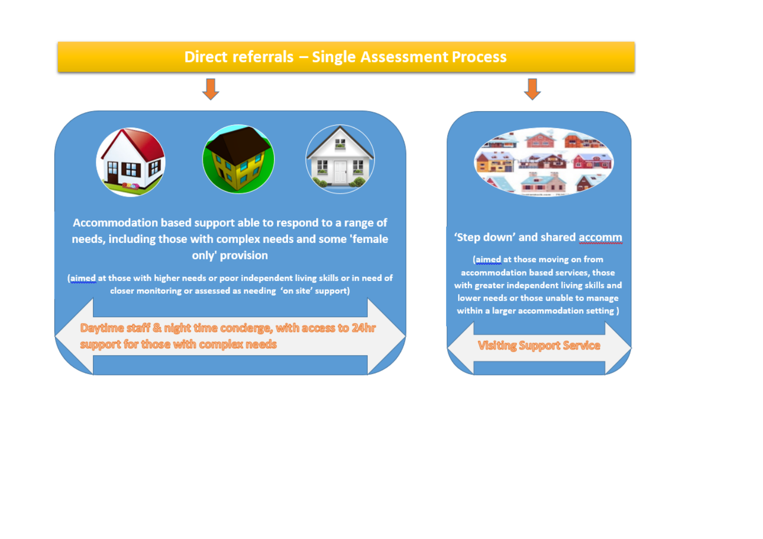# Direct referrals – Single Assessment Process

**Accommodation based support able to respond to a range of needs, including those with complex needs and some 'female only' provision**

(aimed at those with higher needs or poor independent living skills or in need of closer monitoring or assessed as needing 'on site' support)

Daytime staff & night time concierge, with access to 24hr support for those with complex needs

**'Step down' and shared accomm**

(aimed at those moving on from accommodation based services, those with greater independent living skills and lower needs or those unable to manage within a larger accommodation setting )

Visiting Support Service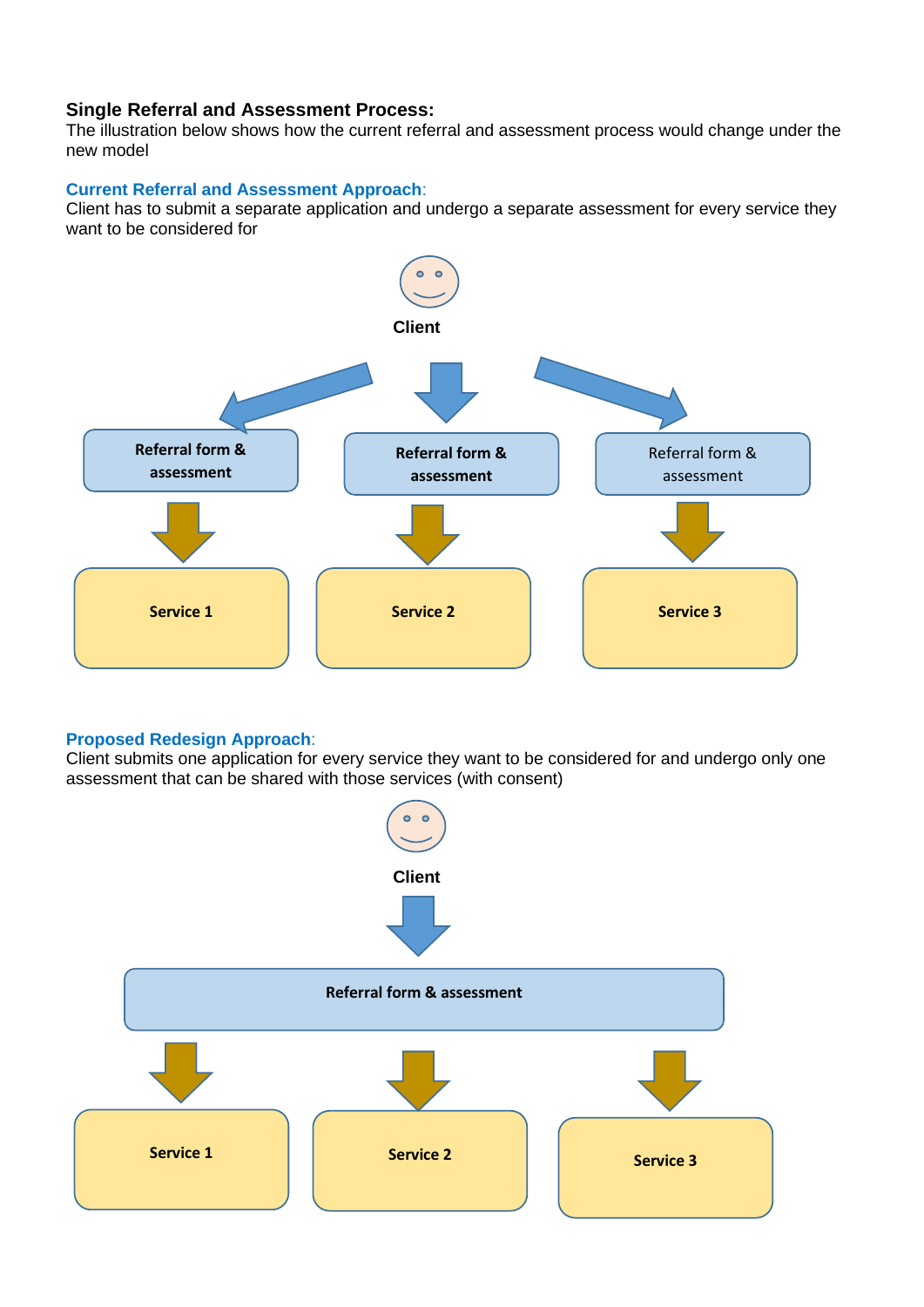**Single Referral and Assessment Process:**
The illustration below shows how the current referral and assessment process would change under the new model

**Current Referral and Assessment Approach**:
Client has to submit a separate application and undergo a separate assessment for every service they want to be considered for

Client

Referral form & assessment

Referral form & assessment

Referral form & assessment

Service 1

Service 2

Service 3

**Proposed Redesign Approach**:
Client submits one application for every service they want to be considered for and undergo only one assessment that can be shared with those services (with consent)

Client

Referral form & assessment

Service 1

Service 2

Service 3